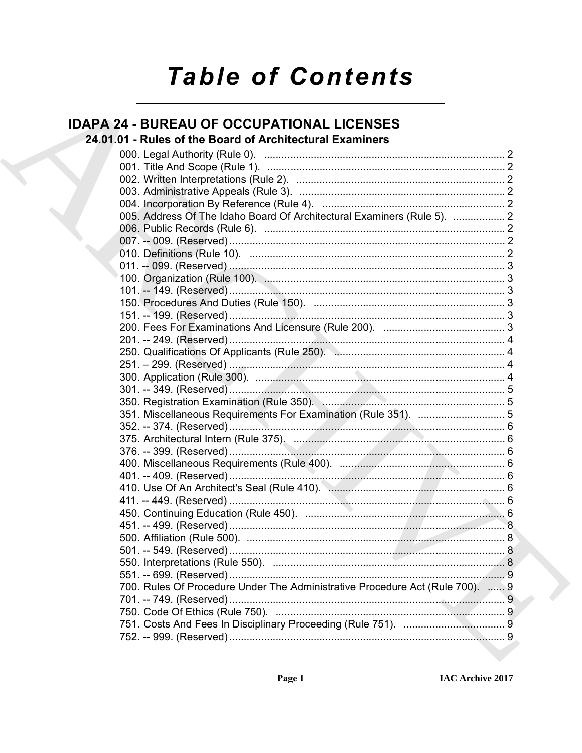# Table of Contents

## IDAPA 24 - BUREAU OF OCCUPATIONAL LICENSES

### 24.01.01 - Rules of the Board of Architectural Examiners

000. Legal Authority (Rule 0). .......... 2
001. Title And Scope (Rule 1). .......... 2
002. Written Interpretations (Rule 2). .......... 2
003. Administrative Appeals (Rule 3). .......... 2
004. Incorporation By Reference (Rule 4). .......... 2
005. Address Of The Idaho Board Of Architectural Examiners (Rule 5). .......... 2
006. Public Records (Rule 6). .......... 2
007. -- 009. (Reserved) .......... 2
010. Definitions (Rule 10). .......... 2
011. -- 099. (Reserved) .......... 3
100. Organization (Rule 100). .......... 3
101. -- 149. (Reserved) .......... 3
150. Procedures And Duties (Rule 150). .......... 3
151. -- 199. (Reserved) .......... 3
200. Fees For Examinations And Licensure (Rule 200). .......... 3
201. -- 249. (Reserved) .......... 4
250. Qualifications Of Applicants (Rule 250). .......... 4
251. – 299. (Reserved) .......... 4
300. Application (Rule 300). .......... 4
301. -- 349. (Reserved) .......... 5
350. Registration Examination (Rule 350). .......... 5
351. Miscellaneous Requirements For Examination (Rule 351). .......... 5
352. -- 374. (Reserved) .......... 6
375. Architectural Intern (Rule 375). .......... 6
376. -- 399. (Reserved) .......... 6
400. Miscellaneous Requirements (Rule 400). .......... 6
401. -- 409. (Reserved) .......... 6
410. Use Of An Architect's Seal (Rule 410). .......... 6
411. -- 449. (Reserved) .......... 6
450. Continuing Education (Rule 450). .......... 6
451. -- 499. (Reserved) .......... 8
500. Affiliation (Rule 500). .......... 8
501. -- 549. (Reserved) .......... 8
550. Interpretations (Rule 550). .......... 8
551. -- 699. (Reserved) .......... 9
700. Rules Of Procedure Under The Administrative Procedure Act (Rule 700). .......... 9
701. -- 749. (Reserved) .......... 9
750. Code Of Ethics (Rule 750). .......... 9
751. Costs And Fees In Disciplinary Proceeding (Rule 751). .......... 9
752. -- 999. (Reserved) .......... 9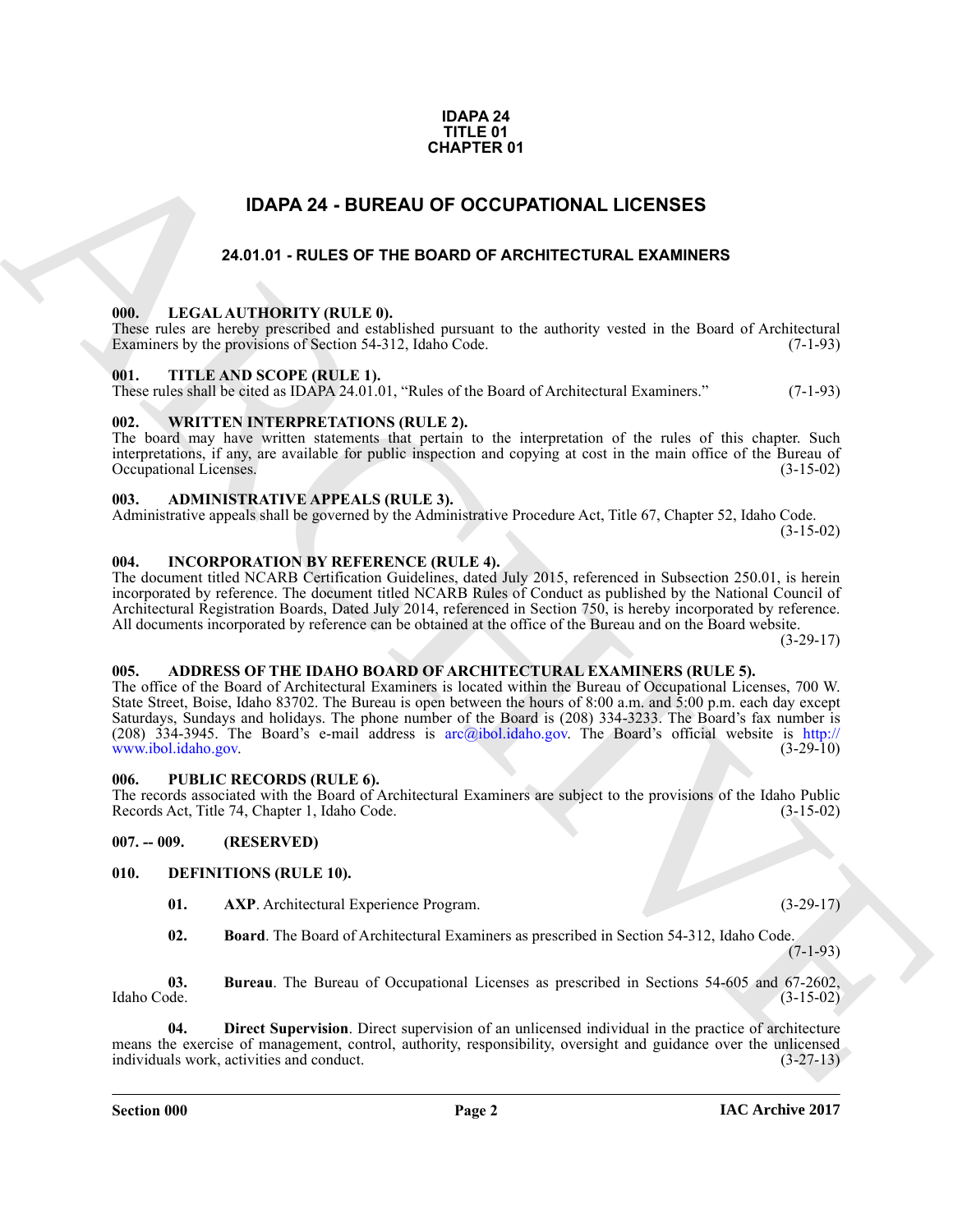**IDAPA 24**
**TITLE 01**
**CHAPTER 01**

# IDAPA 24 - BUREAU OF OCCUPATIONAL LICENSES

## 24.01.01 - RULES OF THE BOARD OF ARCHITECTURAL EXAMINERS

### 000. LEGAL AUTHORITY (RULE 0).

These rules are hereby prescribed and established pursuant to the authority vested in the Board of Architectural Examiners by the provisions of Section 54-312, Idaho Code. (7-1-93)

### 001. TITLE AND SCOPE (RULE 1).

These rules shall be cited as IDAPA 24.01.01, "Rules of the Board of Architectural Examiners." (7-1-93)

### 002. WRITTEN INTERPRETATIONS (RULE 2).

The board may have written statements that pertain to the interpretation of the rules of this chapter. Such interpretations, if any, are available for public inspection and copying at cost in the main office of the Bureau of Occupational Licenses. (3-15-02)

### 003. ADMINISTRATIVE APPEALS (RULE 3).

Administrative appeals shall be governed by the Administrative Procedure Act, Title 67, Chapter 52, Idaho Code. (3-15-02)

### 004. INCORPORATION BY REFERENCE (RULE 4).

The document titled NCARB Certification Guidelines, dated July 2015, referenced in Subsection 250.01, is herein incorporated by reference. The document titled NCARB Rules of Conduct as published by the National Council of Architectural Registration Boards, Dated July 2014, referenced in Section 750, is hereby incorporated by reference. All documents incorporated by reference can be obtained at the office of the Bureau and on the Board website. (3-29-17)

### 005. ADDRESS OF THE IDAHO BOARD OF ARCHITECTURAL EXAMINERS (RULE 5).

The office of the Board of Architectural Examiners is located within the Bureau of Occupational Licenses, 700 W. State Street, Boise, Idaho 83702. The Bureau is open between the hours of 8:00 a.m. and 5:00 p.m. each day except Saturdays, Sundays and holidays. The phone number of the Board is (208) 334-3233. The Board's fax number is (208) 334-3945. The Board's e-mail address is arc@ibol.idaho.gov. The Board's official website is http://www.ibol.idaho.gov. (3-29-10)

### 006. PUBLIC RECORDS (RULE 6).

The records associated with the Board of Architectural Examiners are subject to the provisions of the Idaho Public Records Act, Title 74, Chapter 1, Idaho Code. (3-15-02)

### 007. -- 009. (RESERVED)

### 010. DEFINITIONS (RULE 10).

**01. AXP**. Architectural Experience Program. (3-29-17)

**02. Board**. The Board of Architectural Examiners as prescribed in Section 54-312, Idaho Code. (7-1-93)

**03. Bureau**. The Bureau of Occupational Licenses as prescribed in Sections 54-605 and 67-2602, Idaho Code. (3-15-02)

**04. Direct Supervision**. Direct supervision of an unlicensed individual in the practice of architecture means the exercise of management, control, authority, responsibility, oversight and guidance over the unlicensed individuals work, activities and conduct. (3-27-13)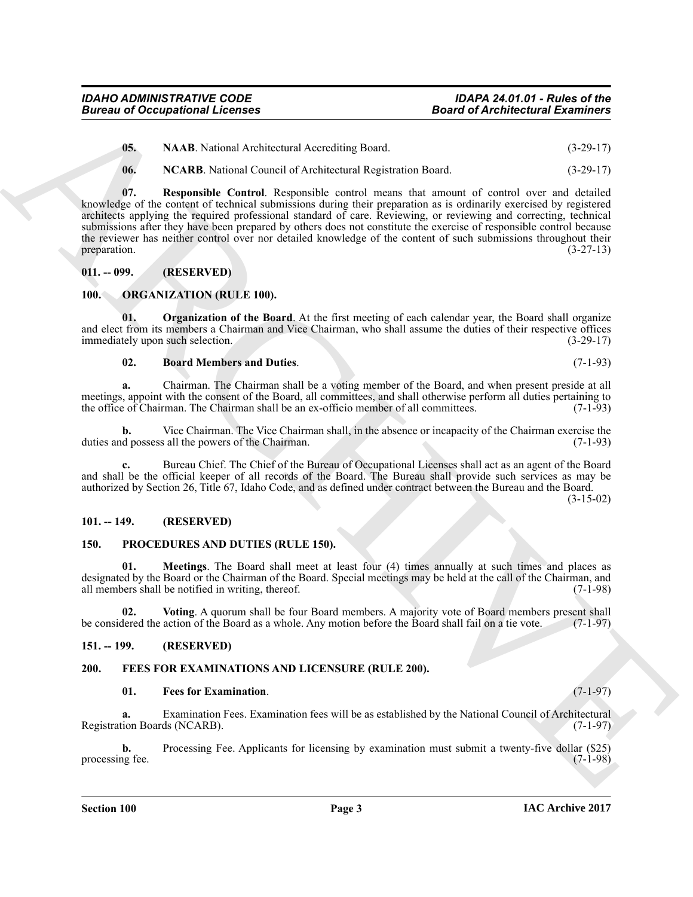**05. NAAB**. National Architectural Accrediting Board. (3-29-17)

**06. NCARB**. National Council of Architectural Registration Board. (3-29-17)

**07. Responsible Control**. Responsible control means that amount of control over and detailed knowledge of the content of technical submissions during their preparation as is ordinarily exercised by registered architects applying the required professional standard of care. Reviewing, or reviewing and correcting, technical submissions after they have been prepared by others does not constitute the exercise of responsible control because the reviewer has neither control over nor detailed knowledge of the content of such submissions throughout their preparation. (3-27-13)

## 011. -- 099. (RESERVED)

## 100. ORGANIZATION (RULE 100).

**01. Organization of the Board**. At the first meeting of each calendar year, the Board shall organize and elect from its members a Chairman and Vice Chairman, who shall assume the duties of their respective offices immediately upon such selection. (3-29-17)

**02. Board Members and Duties**. (7-1-93)

**a.** Chairman. The Chairman shall be a voting member of the Board, and when present preside at all meetings, appoint with the consent of the Board, all committees, and shall otherwise perform all duties pertaining to the office of Chairman. The Chairman shall be an ex-officio member of all committees. (7-1-93)

**b.** Vice Chairman. The Vice Chairman shall, in the absence or incapacity of the Chairman exercise the duties and possess all the powers of the Chairman. (7-1-93)

**c.** Bureau Chief. The Chief of the Bureau of Occupational Licenses shall act as an agent of the Board and shall be the official keeper of all records of the Board. The Bureau shall provide such services as may be authorized by Section 26, Title 67, Idaho Code, and as defined under contract between the Bureau and the Board. (3-15-02)

## 101. -- 149. (RESERVED)

## 150. PROCEDURES AND DUTIES (RULE 150).

**01. Meetings**. The Board shall meet at least four (4) times annually at such times and places as designated by the Board or the Chairman of the Board. Special meetings may be held at the call of the Chairman, and all members shall be notified in writing, thereof. (7-1-98)

**02. Voting**. A quorum shall be four Board members. A majority vote of Board members present shall be considered the action of the Board as a whole. Any motion before the Board shall fail on a tie vote. (7-1-97)

## 151. -- 199. (RESERVED)

## 200. FEES FOR EXAMINATIONS AND LICENSURE (RULE 200).

**01. Fees for Examination**. (7-1-97)

**a.** Examination Fees. Examination fees will be as established by the National Council of Architectural Registration Boards (NCARB). (7-1-97)

**b.** Processing Fee. Applicants for licensing by examination must submit a twenty-five dollar ($25) processing fee. (7-1-98)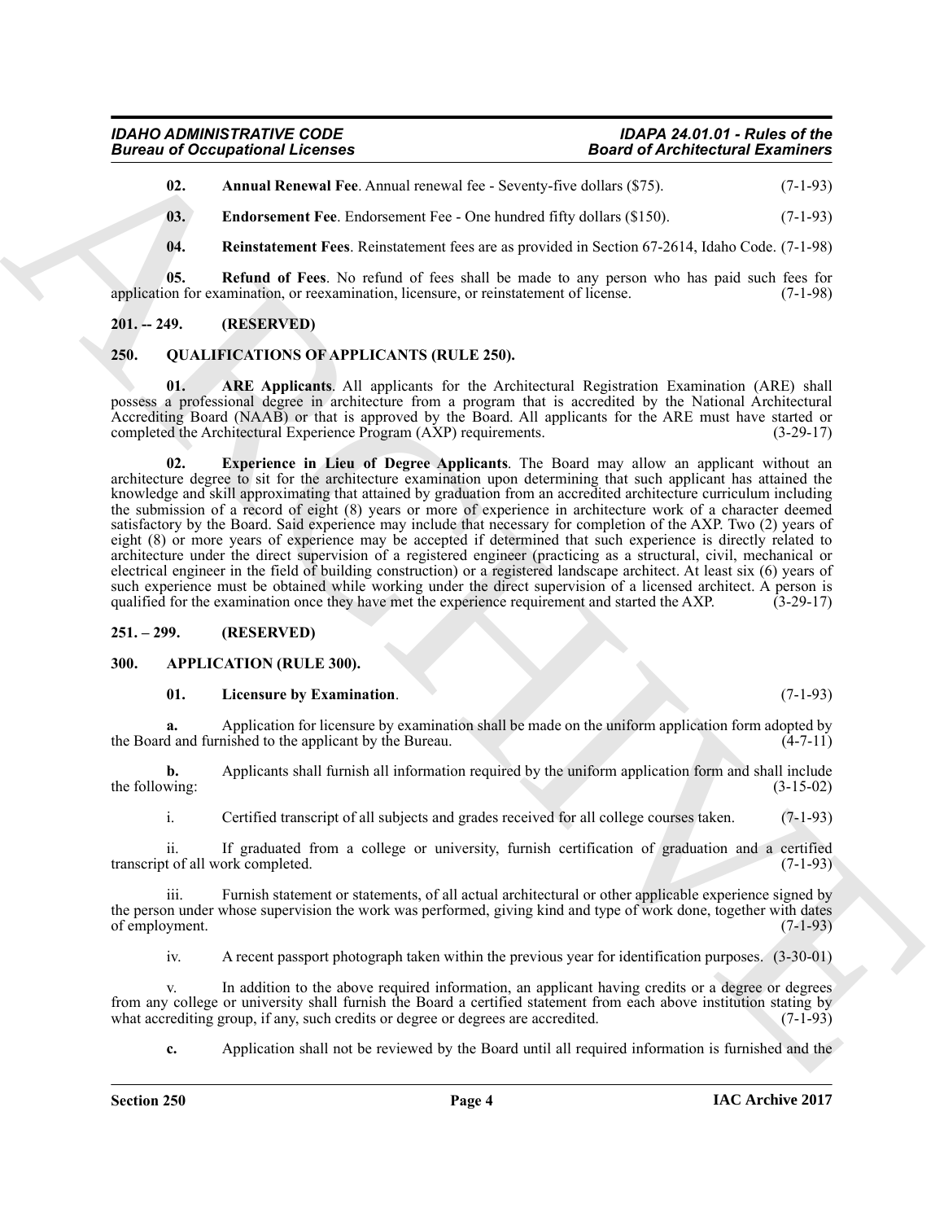**02. Annual Renewal Fee**. Annual renewal fee - Seventy-five dollars ($75). (7-1-93)

**03. Endorsement Fee**. Endorsement Fee - One hundred fifty dollars ($150). (7-1-93)

**04. Reinstatement Fees**. Reinstatement fees are as provided in Section 67-2614, Idaho Code. (7-1-98)

**05. Refund of Fees**. No refund of fees shall be made to any person who has paid such fees for application for examination, or reexamination, licensure, or reinstatement of license. (7-1-98)

## 201. -- 249. (RESERVED)

## 250. QUALIFICATIONS OF APPLICANTS (RULE 250).

**01. ARE Applicants**. All applicants for the Architectural Registration Examination (ARE) shall possess a professional degree in architecture from a program that is accredited by the National Architectural Accrediting Board (NAAB) or that is approved by the Board. All applicants for the ARE must have started or completed the Architectural Experience Program (AXP) requirements. (3-29-17)

**02. Experience in Lieu of Degree Applicants**. The Board may allow an applicant without an architecture degree to sit for the architecture examination upon determining that such applicant has attained the knowledge and skill approximating that attained by graduation from an accredited architecture curriculum including the submission of a record of eight (8) years or more of experience in architecture work of a character deemed satisfactory by the Board. Said experience may include that necessary for completion of the AXP. Two (2) years of eight (8) or more years of experience may be accepted if determined that such experience is directly related to architecture under the direct supervision of a registered engineer (practicing as a structural, civil, mechanical or electrical engineer in the field of building construction) or a registered landscape architect. At least six (6) years of such experience must be obtained while working under the direct supervision of a licensed architect. A person is qualified for the examination once they have met the experience requirement and started the AXP. (3-29-17)

## 251. – 299. (RESERVED)

## 300. APPLICATION (RULE 300).

**01. Licensure by Examination**. (7-1-93)

**a.** Application for licensure by examination shall be made on the uniform application form adopted by the Board and furnished to the applicant by the Bureau. (4-7-11)

**b.** Applicants shall furnish all information required by the uniform application form and shall include the following: (3-15-02)

i. Certified transcript of all subjects and grades received for all college courses taken. (7-1-93)

ii. If graduated from a college or university, furnish certification of graduation and a certified transcript of all work completed. (7-1-93)

iii. Furnish statement or statements, of all actual architectural or other applicable experience signed by the person under whose supervision the work was performed, giving kind and type of work done, together with dates of employment. (7-1-93)

iv. A recent passport photograph taken within the previous year for identification purposes. (3-30-01)

v. In addition to the above required information, an applicant having credits or a degree or degrees from any college or university shall furnish the Board a certified statement from each above institution stating by what accrediting group, if any, such credits or degree or degrees are accredited. (7-1-93)

**c.** Application shall not be reviewed by the Board until all required information is furnished and the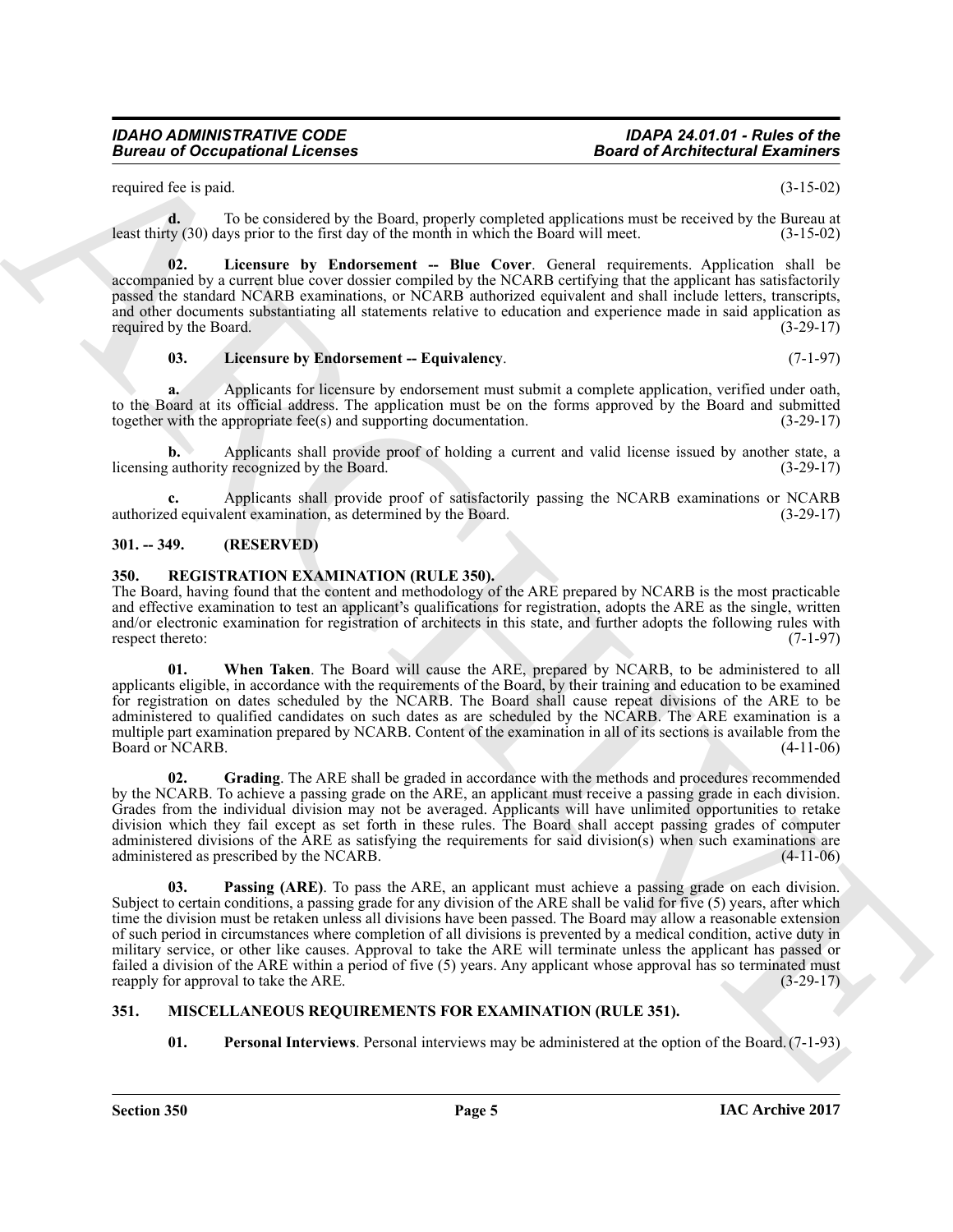required fee is paid. (3-15-02)

**d.** To be considered by the Board, properly completed applications must be received by the Bureau at least thirty (30) days prior to the first day of the month in which the Board will meet. (3-15-02)

**02. Licensure by Endorsement -- Blue Cover**. General requirements. Application shall be accompanied by a current blue cover dossier compiled by the NCARB certifying that the applicant has satisfactorily passed the standard NCARB examinations, or NCARB authorized equivalent and shall include letters, transcripts, and other documents substantiating all statements relative to education and experience made in said application as required by the Board. (3-29-17)

**03. Licensure by Endorsement -- Equivalency**. (7-1-97)

**a.** Applicants for licensure by endorsement must submit a complete application, verified under oath, to the Board at its official address. The application must be on the forms approved by the Board and submitted together with the appropriate fee(s) and supporting documentation. (3-29-17)

**b.** Applicants shall provide proof of holding a current and valid license issued by another state, a licensing authority recognized by the Board. (3-29-17)

**c.** Applicants shall provide proof of satisfactorily passing the NCARB examinations or NCARB authorized equivalent examination, as determined by the Board. (3-29-17)

## 301. -- 349. (RESERVED)

## 350. REGISTRATION EXAMINATION (RULE 350).

The Board, having found that the content and methodology of the ARE prepared by NCARB is the most practicable and effective examination to test an applicant's qualifications for registration, adopts the ARE as the single, written and/or electronic examination for registration of architects in this state, and further adopts the following rules with respect thereto: (7-1-97)

**01. When Taken**. The Board will cause the ARE, prepared by NCARB, to be administered to all applicants eligible, in accordance with the requirements of the Board, by their training and education to be examined for registration on dates scheduled by the NCARB. The Board shall cause repeat divisions of the ARE to be administered to qualified candidates on such dates as are scheduled by the NCARB. The ARE examination is a multiple part examination prepared by NCARB. Content of the examination in all of its sections is available from the Board or NCARB. (4-11-06)

**02. Grading**. The ARE shall be graded in accordance with the methods and procedures recommended by the NCARB. To achieve a passing grade on the ARE, an applicant must receive a passing grade in each division. Grades from the individual division may not be averaged. Applicants will have unlimited opportunities to retake division which they fail except as set forth in these rules. The Board shall accept passing grades of computer administered divisions of the ARE as satisfying the requirements for said division(s) when such examinations are administered as prescribed by the NCARB. (4-11-06)

**03. Passing (ARE)**. To pass the ARE, an applicant must achieve a passing grade on each division. Subject to certain conditions, a passing grade for any division of the ARE shall be valid for five (5) years, after which time the division must be retaken unless all divisions have been passed. The Board may allow a reasonable extension of such period in circumstances where completion of all divisions is prevented by a medical condition, active duty in military service, or other like causes. Approval to take the ARE will terminate unless the applicant has passed or failed a division of the ARE within a period of five (5) years. Any applicant whose approval has so terminated must reapply for approval to take the ARE. (3-29-17)

## 351. MISCELLANEOUS REQUIREMENTS FOR EXAMINATION (RULE 351).

**01. Personal Interviews**. Personal interviews may be administered at the option of the Board. (7-1-93)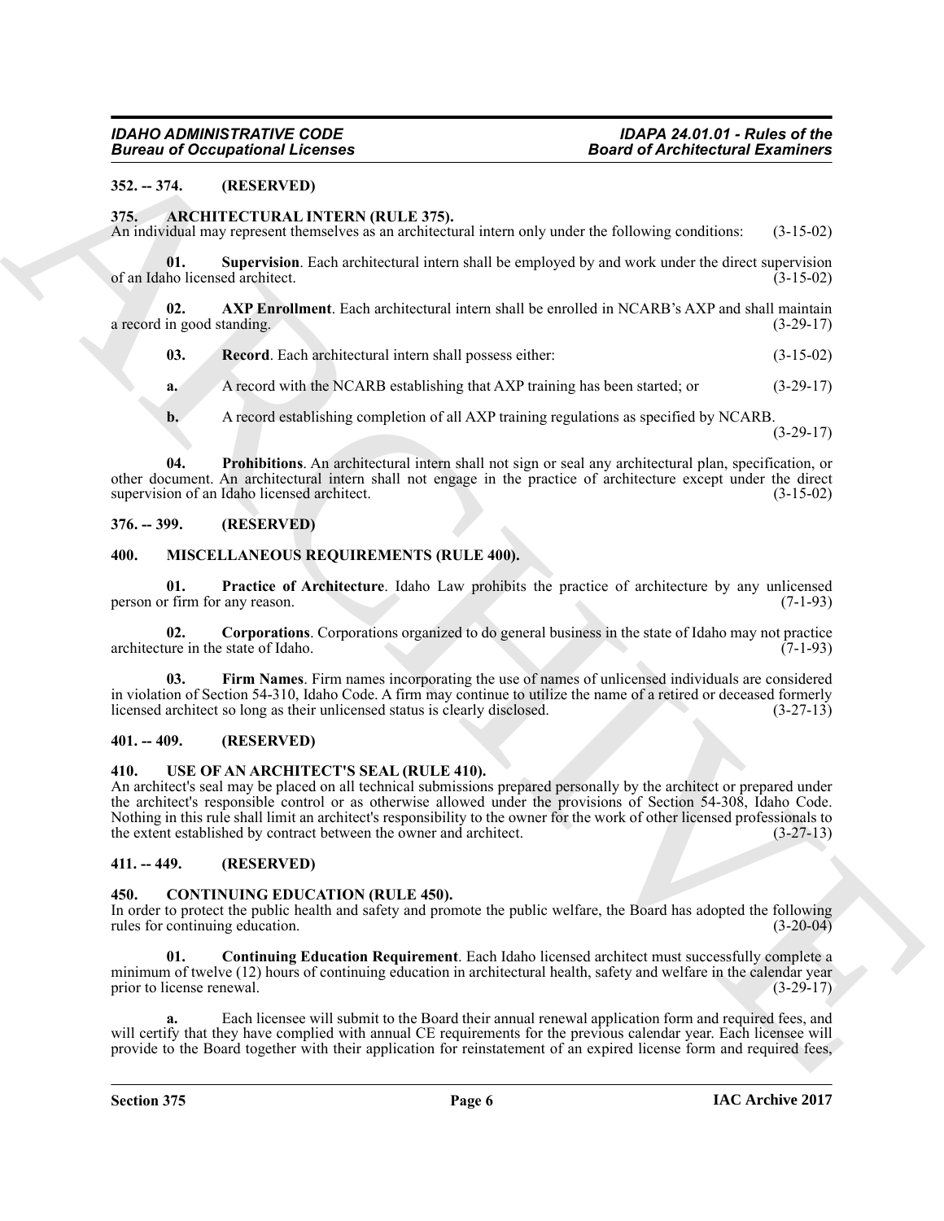## 352. -- 374. (RESERVED)

## 375. ARCHITECTURAL INTERN (RULE 375).

An individual may represent themselves as an architectural intern only under the following conditions: (3-15-02)

**01. Supervision**. Each architectural intern shall be employed by and work under the direct supervision of an Idaho licensed architect. (3-15-02)

**02. AXP Enrollment**. Each architectural intern shall be enrolled in NCARB's AXP and shall maintain a record in good standing. (3-29-17)

**03. Record**. Each architectural intern shall possess either: (3-15-02)

**a.** A record with the NCARB establishing that AXP training has been started; or (3-29-17)

**b.** A record establishing completion of all AXP training regulations as specified by NCARB. (3-29-17)

**04. Prohibitions**. An architectural intern shall not sign or seal any architectural plan, specification, or other document. An architectural intern shall not engage in the practice of architecture except under the direct supervision of an Idaho licensed architect. (3-15-02)

## 376. -- 399. (RESERVED)

## 400. MISCELLANEOUS REQUIREMENTS (RULE 400).

**01. Practice of Architecture**. Idaho Law prohibits the practice of architecture by any unlicensed person or firm for any reason. (7-1-93)

**02. Corporations**. Corporations organized to do general business in the state of Idaho may not practice architecture in the state of Idaho. (7-1-93)

**03. Firm Names**. Firm names incorporating the use of names of unlicensed individuals are considered in violation of Section 54-310, Idaho Code. A firm may continue to utilize the name of a retired or deceased formerly licensed architect so long as their unlicensed status is clearly disclosed. (3-27-13)

## 401. -- 409. (RESERVED)

## 410. USE OF AN ARCHITECT'S SEAL (RULE 410).

An architect's seal may be placed on all technical submissions prepared personally by the architect or prepared under the architect's responsible control or as otherwise allowed under the provisions of Section 54-308, Idaho Code. Nothing in this rule shall limit an architect's responsibility to the owner for the work of other licensed professionals to the extent established by contract between the owner and architect. (3-27-13)

## 411. -- 449. (RESERVED)

## 450. CONTINUING EDUCATION (RULE 450).

In order to protect the public health and safety and promote the public welfare, the Board has adopted the following rules for continuing education. (3-20-04)

**01. Continuing Education Requirement**. Each Idaho licensed architect must successfully complete a minimum of twelve (12) hours of continuing education in architectural health, safety and welfare in the calendar year prior to license renewal. (3-29-17)

**a.** Each licensee will submit to the Board their annual renewal application form and required fees, and will certify that they have complied with annual CE requirements for the previous calendar year. Each licensee will provide to the Board together with their application for reinstatement of an expired license form and required fees,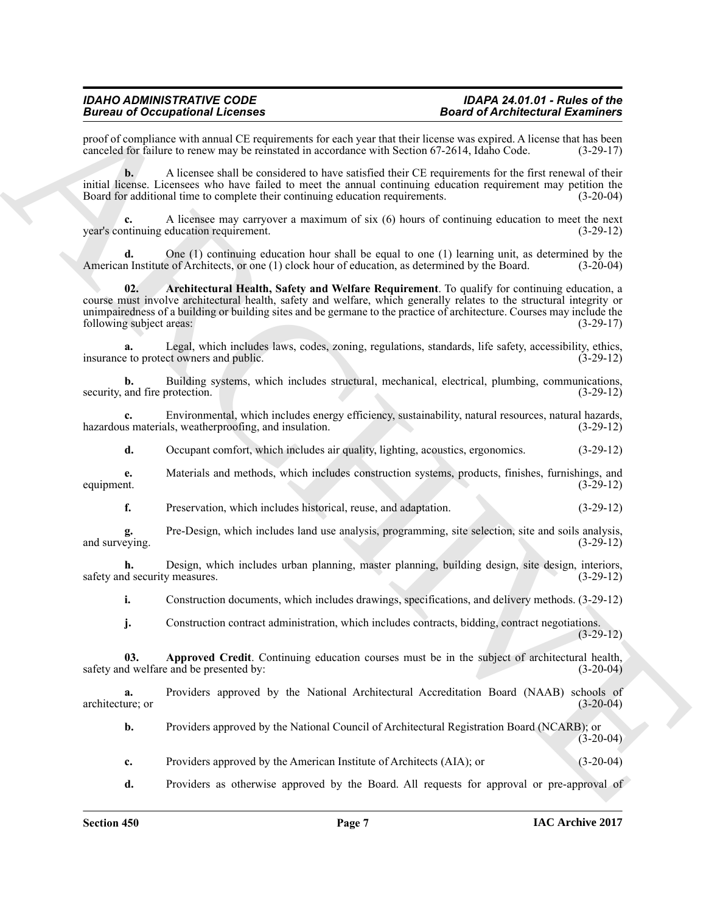proof of compliance with annual CE requirements for each year that their license was expired. A license that has been canceled for failure to renew may be reinstated in accordance with Section 67-2614, Idaho Code. (3-29-17)

**b.** A licensee shall be considered to have satisfied their CE requirements for the first renewal of their initial license. Licensees who have failed to meet the annual continuing education requirement may petition the Board for additional time to complete their continuing education requirements. (3-20-04)

**c.** A licensee may carryover a maximum of six (6) hours of continuing education to meet the next year's continuing education requirement. (3-29-12)

**d.** One (1) continuing education hour shall be equal to one (1) learning unit, as determined by the American Institute of Architects, or one (1) clock hour of education, as determined by the Board. (3-20-04)

**02. Architectural Health, Safety and Welfare Requirement**. To qualify for continuing education, a course must involve architectural health, safety and welfare, which generally relates to the structural integrity or unimpairedness of a building or building sites and be germane to the practice of architecture. Courses may include the following subject areas: (3-29-17)

**a.** Legal, which includes laws, codes, zoning, regulations, standards, life safety, accessibility, ethics, insurance to protect owners and public. (3-29-12)

**b.** Building systems, which includes structural, mechanical, electrical, plumbing, communications, security, and fire protection. (3-29-12)

**c.** Environmental, which includes energy efficiency, sustainability, natural resources, natural hazards, hazardous materials, weatherproofing, and insulation. (3-29-12)

**d.** Occupant comfort, which includes air quality, lighting, acoustics, ergonomics. (3-29-12)

**e.** Materials and methods, which includes construction systems, products, finishes, furnishings, and equipment. (3-29-12)

**f.** Preservation, which includes historical, reuse, and adaptation. (3-29-12)

**g.** Pre-Design, which includes land use analysis, programming, site selection, site and soils analysis, and surveying. (3-29-12)

**h.** Design, which includes urban planning, master planning, building design, site design, interiors, safety and security measures. (3-29-12)

**i.** Construction documents, which includes drawings, specifications, and delivery methods. (3-29-12)

**j.** Construction contract administration, which includes contracts, bidding, contract negotiations. (3-29-12)

**03. Approved Credit**. Continuing education courses must be in the subject of architectural health, safety and welfare and be presented by: (3-20-04)

**a.** Providers approved by the National Architectural Accreditation Board (NAAB) schools of architecture; or (3-20-04)

**b.** Providers approved by the National Council of Architectural Registration Board (NCARB); or (3-20-04)

**c.** Providers approved by the American Institute of Architects (AIA); or (3-20-04)

**d.** Providers as otherwise approved by the Board. All requests for approval or pre-approval of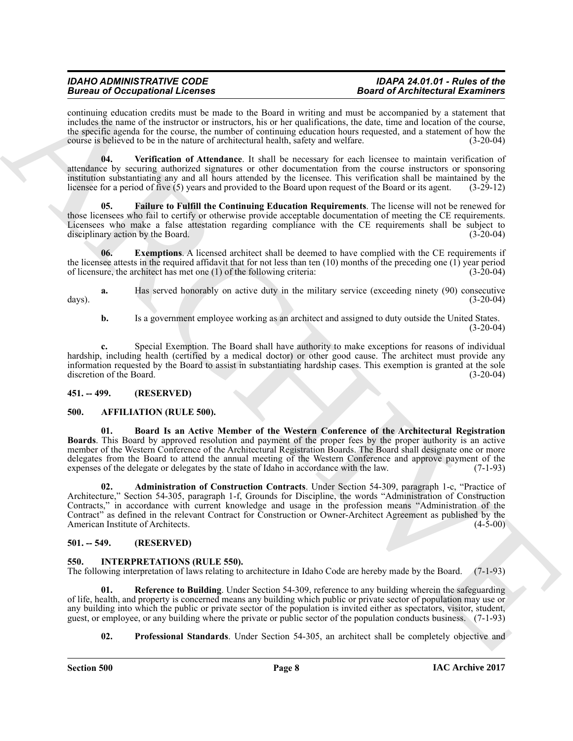continuing education credits must be made to the Board in writing and must be accompanied by a statement that includes the name of the instructor or instructors, his or her qualifications, the date, time and location of the course, the specific agenda for the course, the number of continuing education hours requested, and a statement of how the course is believed to be in the nature of architectural health, safety and welfare. (3-20-04)

**04. Verification of Attendance**. It shall be necessary for each licensee to maintain verification of attendance by securing authorized signatures or other documentation from the course instructors or sponsoring institution substantiating any and all hours attended by the licensee. This verification shall be maintained by the licensee for a period of five (5) years and provided to the Board upon request of the Board or its agent. (3-29-12)

**05. Failure to Fulfill the Continuing Education Requirements**. The license will not be renewed for those licensees who fail to certify or otherwise provide acceptable documentation of meeting the CE requirements. Licensees who make a false attestation regarding compliance with the CE requirements shall be subject to disciplinary action by the Board. (3-20-04)

**06. Exemptions**. A licensed architect shall be deemed to have complied with the CE requirements if the licensee attests in the required affidavit that for not less than ten (10) months of the preceding one (1) year period of licensure, the architect has met one (1) of the following criteria: (3-20-04)

**a.** Has served honorably on active duty in the military service (exceeding ninety (90) consecutive days). (3-20-04)

**b.** Is a government employee working as an architect and assigned to duty outside the United States. (3-20-04)

**c.** Special Exemption. The Board shall have authority to make exceptions for reasons of individual hardship, including health (certified by a medical doctor) or other good cause. The architect must provide any information requested by the Board to assist in substantiating hardship cases. This exemption is granted at the sole discretion of the Board. (3-20-04)

## 451. -- 499. (RESERVED)

## 500. AFFILIATION (RULE 500).

**01. Board Is an Active Member of the Western Conference of the Architectural Registration Boards**. This Board by approved resolution and payment of the proper fees by the proper authority is an active member of the Western Conference of the Architectural Registration Boards. The Board shall designate one or more delegates from the Board to attend the annual meeting of the Western Conference and approve payment of the expenses of the delegate or delegates by the state of Idaho in accordance with the law. (7-1-93)

**02. Administration of Construction Contracts**. Under Section 54-309, paragraph 1-c, "Practice of Architecture," Section 54-305, paragraph 1-f, Grounds for Discipline, the words "Administration of Construction Contracts," in accordance with current knowledge and usage in the profession means "Administration of the Contract" as defined in the relevant Contract for Construction or Owner-Architect Agreement as published by the American Institute of Architects. (4-5-00)

## 501. -- 549. (RESERVED)

## 550. INTERPRETATIONS (RULE 550).

The following interpretation of laws relating to architecture in Idaho Code are hereby made by the Board. (7-1-93)

**01. Reference to Building**. Under Section 54-309, reference to any building wherein the safeguarding of life, health, and property is concerned means any building which public or private sector of population may use or any building into which the public or private sector of the population is invited either as spectators, visitor, student, guest, or employee, or any building where the private or public sector of the population conducts business. (7-1-93)

**02. Professional Standards**. Under Section 54-305, an architect shall be completely objective and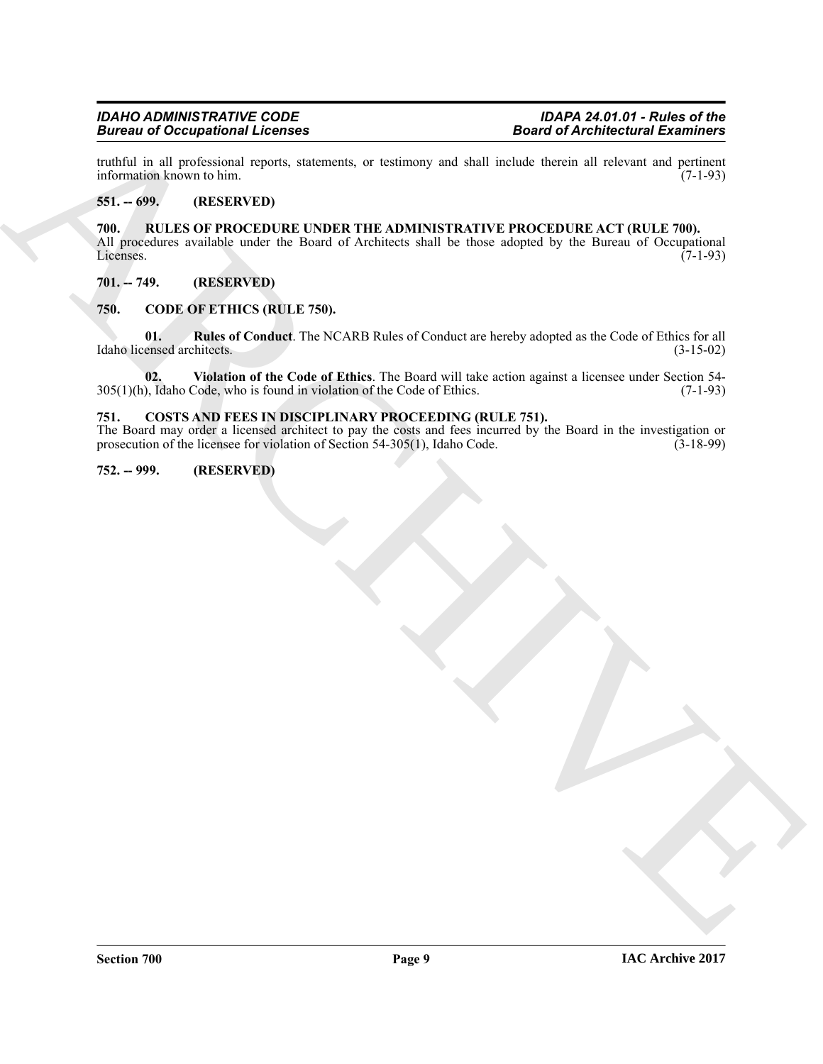truthful in all professional reports, statements, or testimony and shall include therein all relevant and pertinent information known to him. (7-1-93)

**551. -- 699. (RESERVED)**

**700. RULES OF PROCEDURE UNDER THE ADMINISTRATIVE PROCEDURE ACT (RULE 700).**

All procedures available under the Board of Architects shall be those adopted by the Bureau of Occupational Licenses. (7-1-93)

**701. -- 749. (RESERVED)**

**750. CODE OF ETHICS (RULE 750).**

**01. Rules of Conduct**. The NCARB Rules of Conduct are hereby adopted as the Code of Ethics for all Idaho licensed architects. (3-15-02)

**02. Violation of the Code of Ethics**. The Board will take action against a licensee under Section 54-305(1)(h), Idaho Code, who is found in violation of the Code of Ethics. (7-1-93)

**751. COSTS AND FEES IN DISCIPLINARY PROCEEDING (RULE 751).**

The Board may order a licensed architect to pay the costs and fees incurred by the Board in the investigation or prosecution of the licensee for violation of Section 54-305(1), Idaho Code. (3-18-99)

**752. -- 999. (RESERVED)**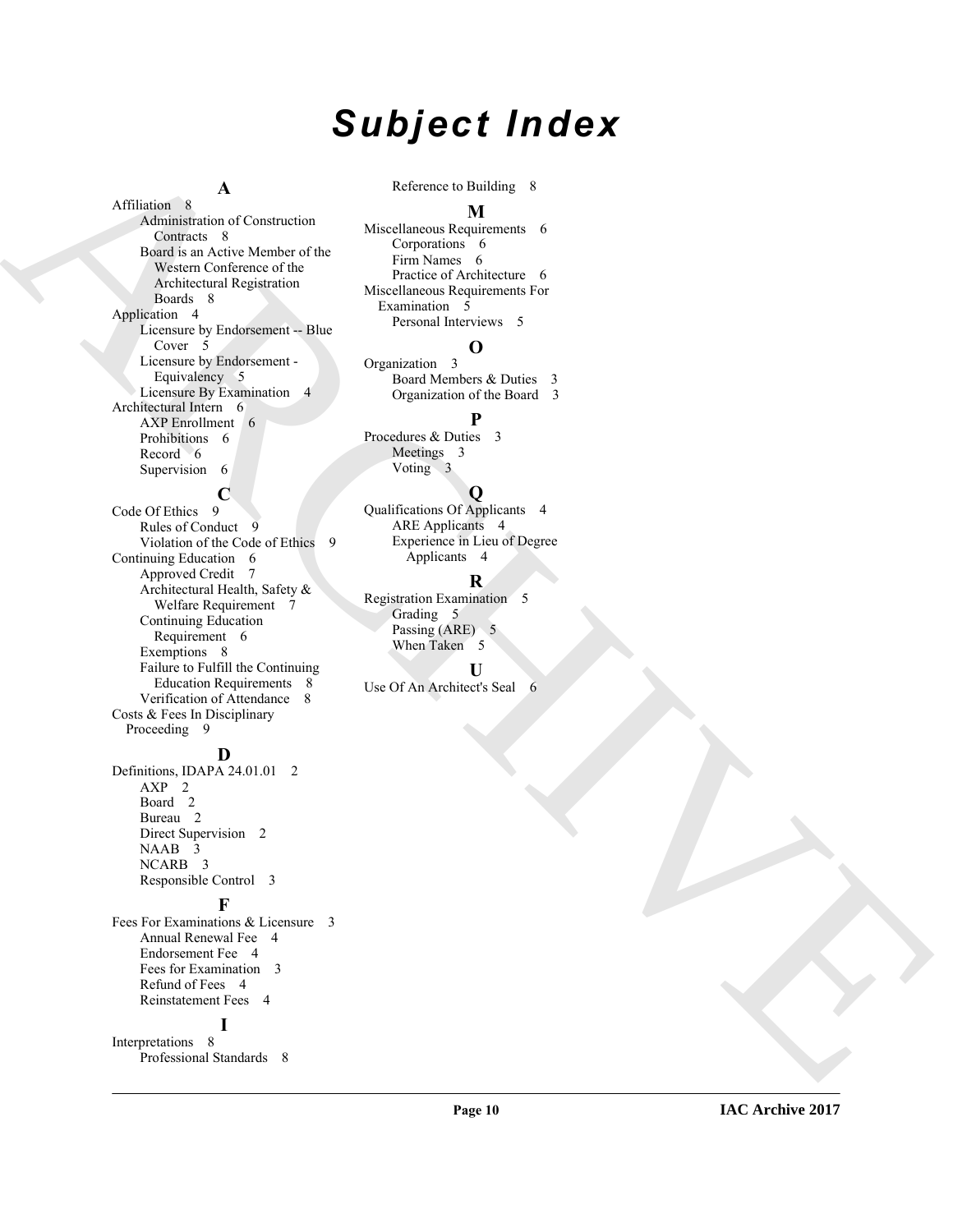# Subject Index

**A**

Affiliation 8
- Administration of Construction Contracts 8
- Board is an Active Member of the Western Conference of the Architectural Registration Boards 8

Application 4
- Licensure by Endorsement -- Blue Cover 5
- Licensure by Endorsement - Equivalency 5
- Licensure By Examination 4

Architectural Intern 6
- AXP Enrollment 6
- Prohibitions 6
- Record 6
- Supervision 6

**C**

Code Of Ethics 9
- Rules of Conduct 9
- Violation of the Code of Ethics 9

Continuing Education 6
- Approved Credit 7
- Architectural Health, Safety & Welfare Requirement 7
- Continuing Education Requirement 6
- Exemptions 8
- Failure to Fulfill the Continuing Education Requirements 8
- Verification of Attendance 8

Costs & Fees In Disciplinary Proceeding 9

**D**

Definitions, IDAPA 24.01.01 2
- AXP 2
- Board 2
- Bureau 2
- Direct Supervision 2
- NAAB 3
- NCARB 3
- Responsible Control 3

**F**

Fees For Examinations & Licensure 3
- Annual Renewal Fee 4
- Endorsement Fee 4
- Fees for Examination 3
- Refund of Fees 4
- Reinstatement Fees 4

**I**

Interpretations 8
- Professional Standards 8
- Reference to Building 8

**M**

Miscellaneous Requirements 6
- Corporations 6
- Firm Names 6
- Practice of Architecture 6

Miscellaneous Requirements For Examination 5
- Personal Interviews 5

**O**

Organization 3
- Board Members & Duties 3
- Organization of the Board 3

**P**

Procedures & Duties 3
- Meetings 3
- Voting 3

**Q**

Qualifications Of Applicants 4
- ARE Applicants 4
- Experience in Lieu of Degree Applicants 4

**R**

Registration Examination 5
- Grading 5
- Passing (ARE) 5
- When Taken 5

**U**

Use Of An Architect's Seal 6